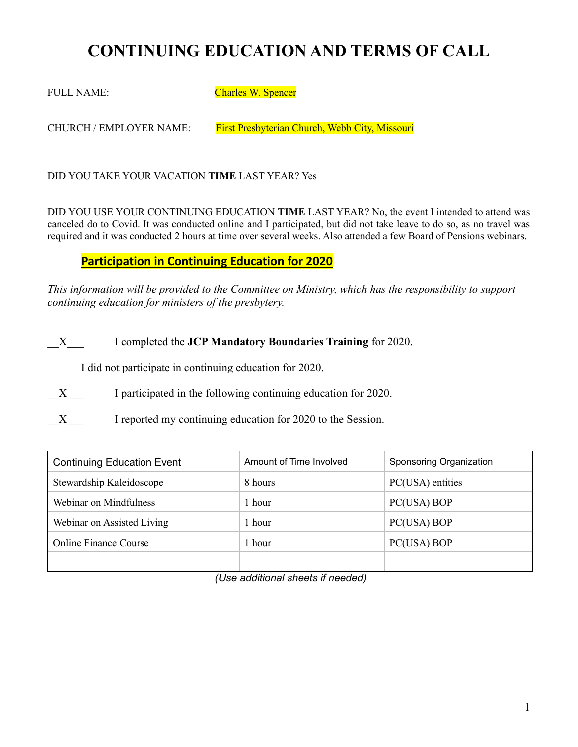# CONTINUING EDUCATION AND TERMS OF CALL

FULL NAME: Charles W. Spencer

CHURCH / EMPLOYER NAME: First Presbyterian Church, Webb City, Missouri

DID YOU TAKE YOUR VACATION **TIME** LAST YEAR? Yes

DID YOU USE YOUR CONTINUING EDUCATION **TIME** LAST YEAR? No, the event I intended to attend was canceled do to Covid. It was conducted online and I participated, but did not take leave to do so, as no travel was required and it was conducted 2 hours at time over several weeks. Also attended a few Board of Pensions webinars.

## Participation in Continuing Education for 2020

*This information will be provided to the Committee on Ministry, which has the responsibility to support continuing education for ministers of the presbytery.*

\_\_X\_\_\_ I completed the **JCP Mandatory Boundaries Training** for 2020.

\_\_\_\_\_ I did not participate in continuing education for 2020.

\_\_X\_\_\_ I participated in the following continuing education for 2020.

\_\_X\_\_\_ I reported my continuing education for 2020 to the Session.

| Continuing Education Event | Amount of Time Involved | Sponsoring Organization |
|---|---|---|
| Stewardship Kaleidoscope | 8 hours | PC(USA) entities |
| Webinar on Mindfulness | 1 hour | PC(USA) BOP |
| Webinar on Assisted Living | 1 hour | PC(USA) BOP |
| Online Finance Course | 1 hour | PC(USA) BOP |
| | | |

*(Use additional sheets if needed)*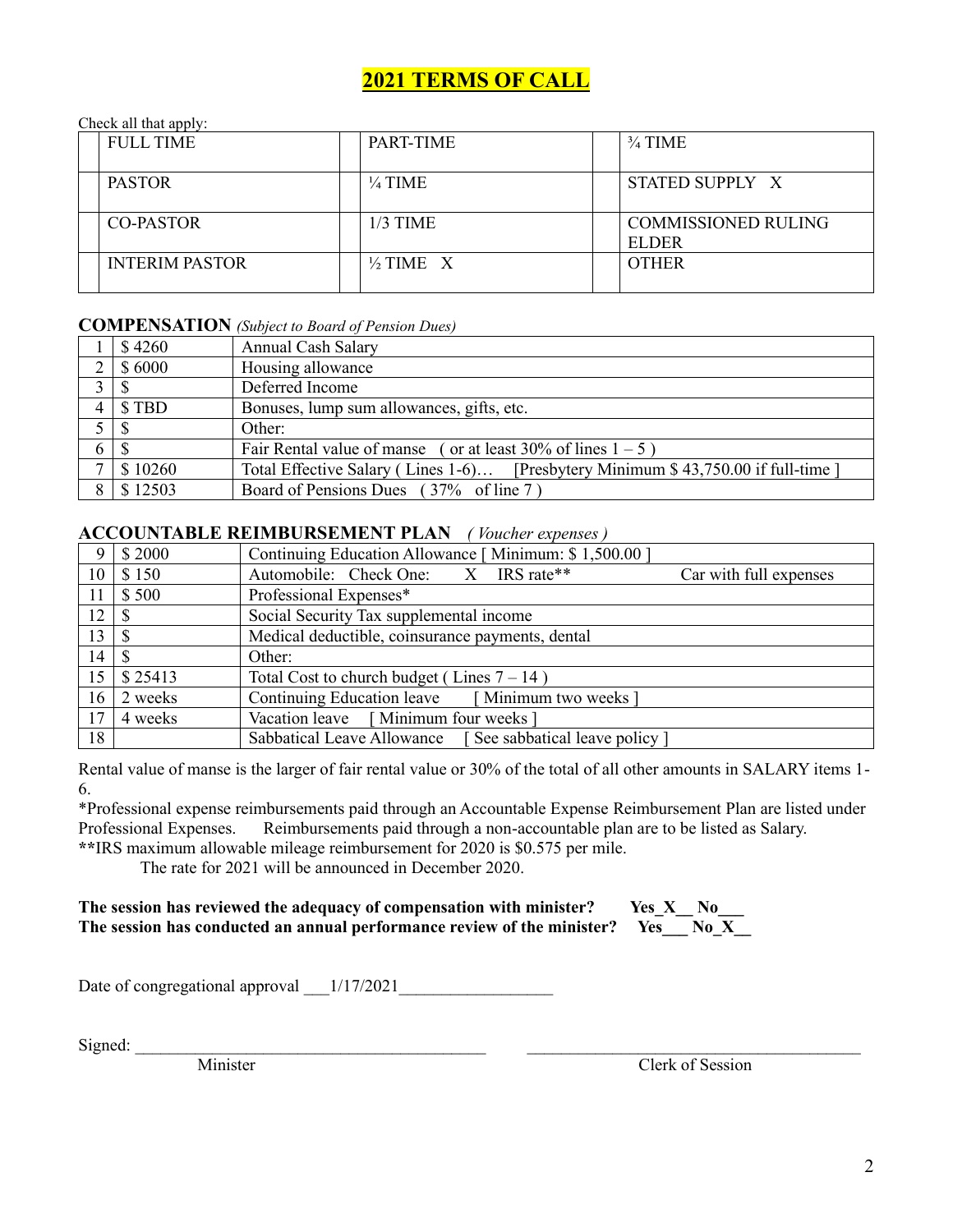# 2021 TERMS OF CALL

Check all that apply:

| | | | | | |
|---|---|---|---|---|---|
| | FULL TIME | | PART-TIME | | ¾ TIME |
| | PASTOR | | ¼ TIME | | STATED SUPPLY X |
| | CO-PASTOR | | 1/3 TIME | | COMMISSIONED RULING ELDER |
| | INTERIM PASTOR | | ½ TIME X | | OTHER |

## COMPENSATION *(Subject to Board of Pension Dues)*

| | | |
|---|---|---|
| 1 | $ 4260 | Annual Cash Salary |
| 2 | $ 6000 | Housing allowance |
| 3 | $ | Deferred Income |
| 4 | $ TBD | Bonuses, lump sum allowances, gifts, etc. |
| 5 | $ | Other: |
| 6 | $ | Fair Rental value of manse ( or at least 30% of lines 1 – 5 ) |
| 7 | $ 10260 | Total Effective Salary ( Lines 1-6)… [Presbytery Minimum $ 43,750.00 if full-time ] |
| 8 | $ 12503 | Board of Pensions Dues ( 37% of line 7 ) |

## ACCOUNTABLE REIMBURSEMENT PLAN *( Voucher expenses )*

| | | |
|---|---|---|
| 9 | $ 2000 | Continuing Education Allowance [ Minimum: $ 1,500.00 ] |
| 10 | $ 150 | Automobile: Check One: X IRS rate** Car with full expenses |
| 11 | $ 500 | Professional Expenses* |
| 12 | $ | Social Security Tax supplemental income |
| 13 | $ | Medical deductible, coinsurance payments, dental |
| 14 | $ | Other: |
| 15 | $ 25413 | Total Cost to church budget ( Lines 7 – 14 ) |
| 16 | 2 weeks | Continuing Education leave [ Minimum two weeks ] |
| 17 | 4 weeks | Vacation leave [ Minimum four weeks ] |
| 18 | | Sabbatical Leave Allowance [ See sabbatical leave policy ] |

Rental value of manse is the larger of fair rental value or 30% of the total of all other amounts in SALARY items 1-6.

*Professional expense reimbursements paid through an Accountable Expense Reimbursement Plan are listed under Professional Expenses. Reimbursements paid through a non-accountable plan are to be listed as Salary.

**IRS maximum allowable mileage reimbursement for 2020 is $0.575 per mile.
The rate for 2021 will be announced in December 2020.

**The session has reviewed the adequacy of compensation with minister? Yes_X__ No___**
**The session has conducted an annual performance review of the minister? Yes___ No_X__**

Date of congregational approval ___1/17/2021__________________

Signed: ________________________________________ ________________________________________

Minister Clerk of Session